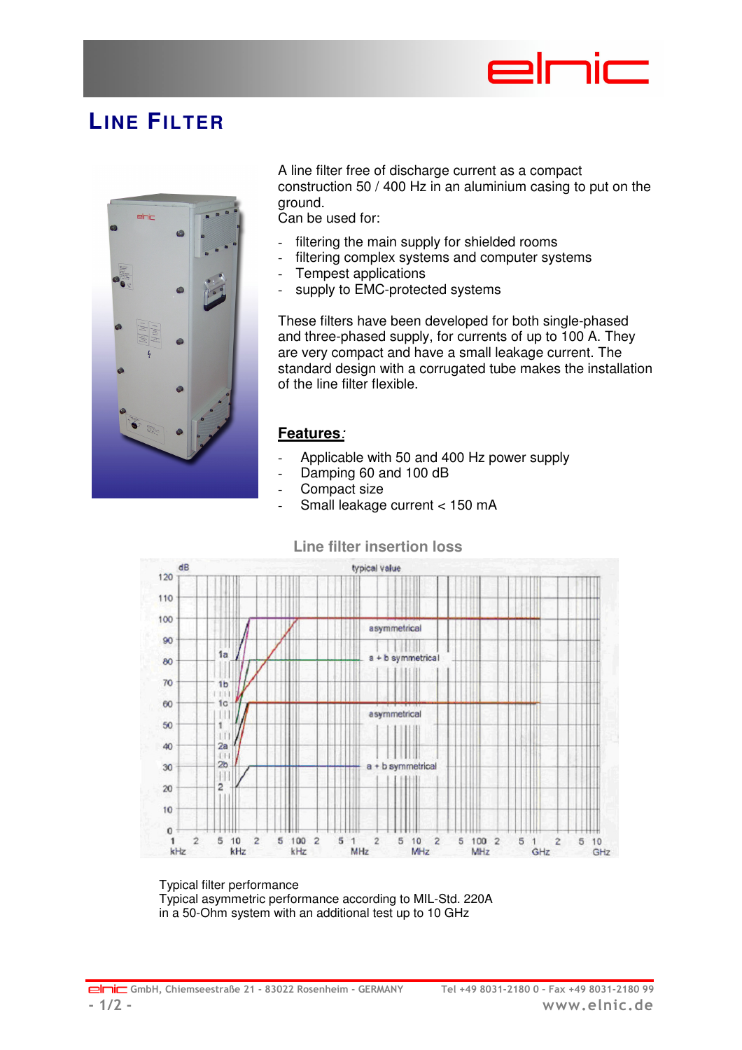# LINE FILTER

A line filter free of discharge current as a compact construction 50 / 400 Hz in an aluminium casing to put on the ground.
Can be used for:

- filtering the main supply for shielded rooms
- filtering complex systems and computer systems
- Tempest applications
- supply to EMC-protected systems

These filters have been developed for both single-phased and three-phased supply, for currents of up to 100 A. They are very compact and have a small leakage current. The standard design with a corrugated tube makes the installation of the line filter flexible.

**Features**:

- Applicable with 50 and 400 Hz power supply
- Damping 60 and 100 dB
- Compact size
- Small leakage current < 150 mA

**Line filter insertion loss**

Typical filter performance
Typical asymmetric performance according to MIL-Std. 220A
in a 50-Ohm system with an additional test up to 10 GHz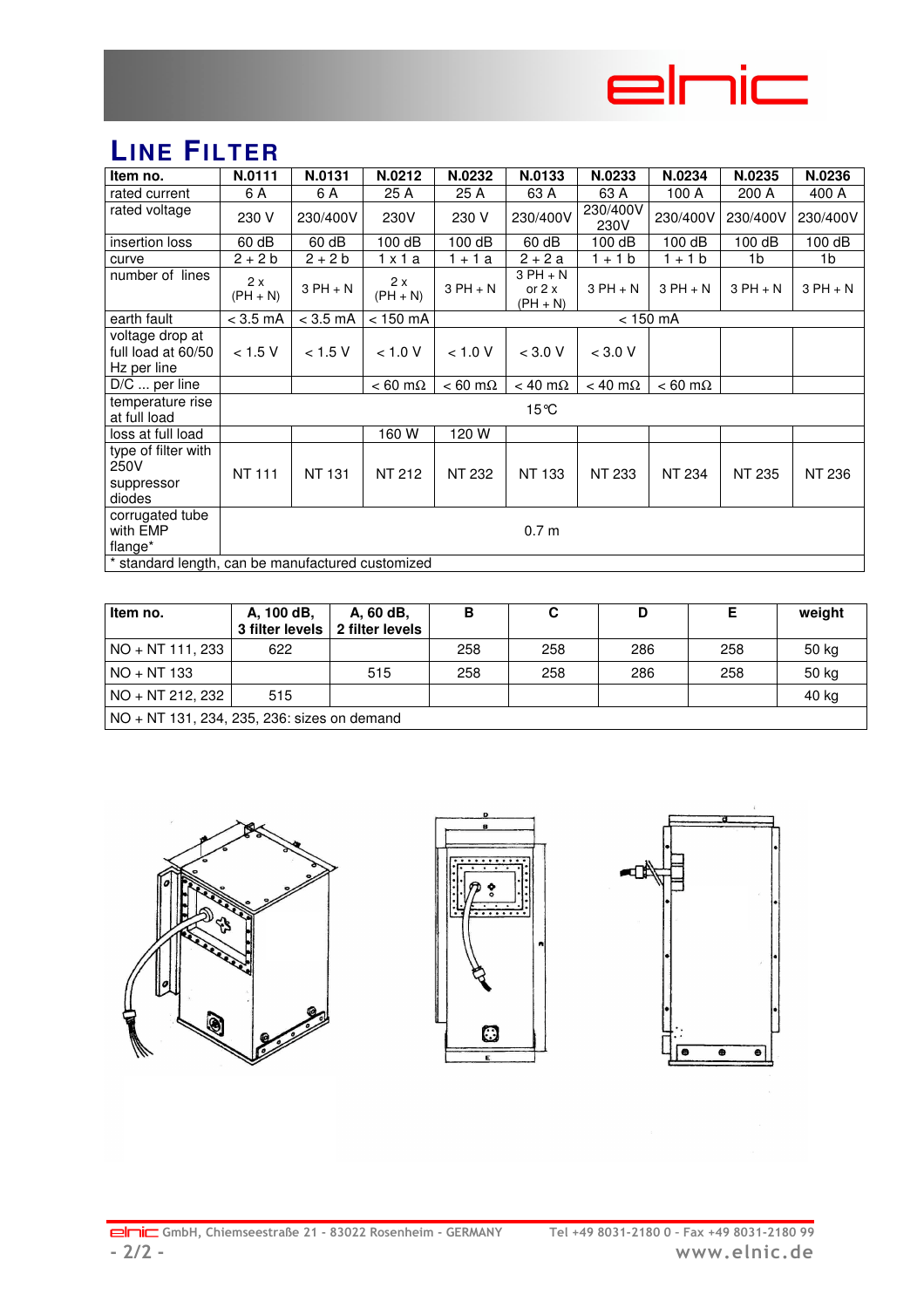# LINE FILTER

| Item no. | N.0111 | N.0131 | N.0212 | N.0232 | N.0133 | N.0233 | N.0234 | N.0235 | N.0236 |
|---|---|---|---|---|---|---|---|---|---|
| rated current | 6 A | 6 A | 25 A | 25 A | 63 A | 63 A | 100 A | 200 A | 400 A |
| rated voltage | 230 V | 230/400V | 230V | 230 V | 230/400V | 230/400V 230V | 230/400V | 230/400V | 230/400V |
| insertion loss | 60 dB | 60 dB | 100 dB | 100 dB | 60 dB | 100 dB | 100 dB | 100 dB | 100 dB |
| curve | 2 + 2 b | 2 + 2 b | 1 x 1 a | 1 + 1 a | 2 + 2 a | 1 + 1 b | 1 + 1 b | 1b | 1b |
| number of lines | 2 x (PH + N) | 3 PH + N | 2 x (PH + N) | 3 PH + N | 3 PH + N or 2 x (PH + N) | 3 PH + N | 3 PH + N | 3 PH + N | 3 PH + N |
| earth fault | < 3.5 mA | < 3.5 mA | < 150 mA | < 150 mA | | | | | |
| voltage drop at full load at 60/50 Hz per line | < 1.5 V | < 1.5 V | < 1.0 V | < 1.0 V | < 3.0 V | < 3.0 V | | | |
| D/C ... per line | | | < 60 mΩ | < 60 mΩ | < 40 mΩ | < 40 mΩ | < 60 mΩ | | |
| temperature rise at full load | 15℃ | | | | | | | | |
| loss at full load | | | 160 W | 120 W | | | | | |
| type of filter with 250V suppressor diodes | NT 111 | NT 131 | NT 212 | NT 232 | NT 133 | NT 233 | NT 234 | NT 235 | NT 236 |
| corrugated tube with EMP flange* | 0.7 m | | | | | | | | |

\* standard length, can be manufactured customized

| Item no. | A, 100 dB, 3 filter levels | A, 60 dB, 2 filter levels | B | C | D | E | weight |
|---|---|---|---|---|---|---|---|
| NO + NT 111, 233 | 622 | | 258 | 258 | 286 | 258 | 50 kg |
| NO + NT 133 | | 515 | 258 | 258 | 286 | 258 | 50 kg |
| NO + NT 212, 232 | 515 | | | | | | 40 kg |
| NO + NT 131, 234, 235, 236: sizes on demand | | | | | | | |

elnic GmbH, Chiemseestraße 21 - 83022 Rosenheim - GERMANY  Tel +49 8031-2180 0 - Fax +49 8031-2180 99

www.elnic.de